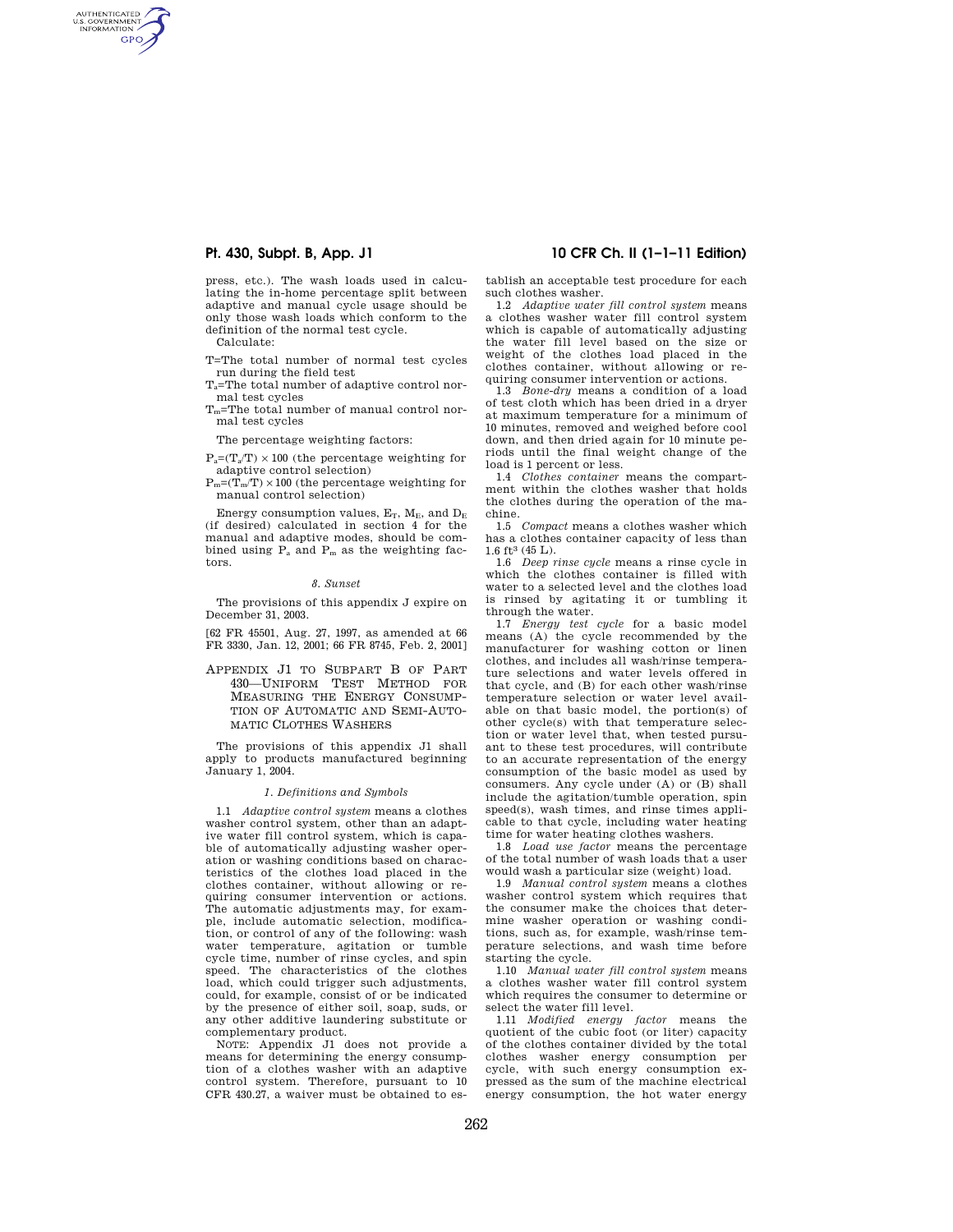press, etc.). The wash loads used in calculating the in-home percentage split between adaptive and manual cycle usage should be only those wash loads which conform to the definition of the normal test cycle.

Calculate:

$T$=The total number of normal test cycles run during the field test

$T_a$=The total number of adaptive control normal test cycles

$T_m$=The total number of manual control normal test cycles

The percentage weighting factors:

$P_a=(T_a/T) \times 100$ (the percentage weighting for adaptive control selection)

$P_m=(T_m/T) \times 100$ (the percentage weighting for manual control selection)

Energy consumption values, $E_T$, $M_E$, and $D_E$ (if desired) calculated in section 4 for the manual and adaptive modes, should be combined using $P_a$ and $P_m$ as the weighting factors.

*8. Sunset*

The provisions of this appendix J expire on December 31, 2003.

[62 FR 45501, Aug. 27, 1997, as amended at 66 FR 3330, Jan. 12, 2001; 66 FR 8745, Feb. 2, 2001]

## APPENDIX J1 TO SUBPART B OF PART 430—UNIFORM TEST METHOD FOR MEASURING THE ENERGY CONSUMPTION OF AUTOMATIC AND SEMI-AUTOMATIC CLOTHES WASHERS

The provisions of this appendix J1 shall apply to products manufactured beginning January 1, 2004.

*1. Definitions and Symbols*

1.1 *Adaptive control system* means a clothes washer control system, other than an adaptive water fill control system, which is capable of automatically adjusting washer operation or washing conditions based on characteristics of the clothes load placed in the clothes container, without allowing or requiring consumer intervention or actions. The automatic adjustments may, for example, include automatic selection, modification, or control of any of the following: wash water temperature, agitation or tumble cycle time, number of rinse cycles, and spin speed. The characteristics of the clothes load, which could trigger such adjustments, could, for example, consist of or be indicated by the presence of either soil, soap, suds, or any other additive laundering substitute or complementary product.

NOTE: Appendix J1 does not provide a means for determining the energy consumption of a clothes washer with an adaptive control system. Therefore, pursuant to 10 CFR 430.27, a waiver must be obtained to establish an acceptable test procedure for each such clothes washer.

1.2 *Adaptive water fill control system* means a clothes washer water fill control system which is capable of automatically adjusting the water fill level based on the size or weight of the clothes load placed in the clothes container, without allowing or requiring consumer intervention or actions.

1.3 *Bone-dry* means a condition of a load of test cloth which has been dried in a dryer at maximum temperature for a minimum of 10 minutes, removed and weighed before cool down, and then dried again for 10 minute periods until the final weight change of the load is 1 percent or less.

1.4 *Clothes container* means the compartment within the clothes washer that holds the clothes during the operation of the machine.

1.5 *Compact* means a clothes washer which has a clothes container capacity of less than 1.6 ft$^3$ (45 L).

1.6 *Deep rinse cycle* means a rinse cycle in which the clothes container is filled with water to a selected level and the clothes load is rinsed by agitating it or tumbling it through the water.

1.7 *Energy test cycle* for a basic model means (A) the cycle recommended by the manufacturer for washing cotton or linen clothes, and includes all wash/rinse temperature selections and water levels offered in that cycle, and (B) for each other wash/rinse temperature selection or water level available on that basic model, the portion(s) of other cycle(s) with that temperature selection or water level that, when tested pursuant to these test procedures, will contribute to an accurate representation of the energy consumption of the basic model as used by consumers. Any cycle under (A) or (B) shall include the agitation/tumble operation, spin speed(s), wash times, and rinse times applicable to that cycle, including water heating time for water heating clothes washers.

1.8 *Load use factor* means the percentage of the total number of wash loads that a user would wash a particular size (weight) load.

1.9 *Manual control system* means a clothes washer control system which requires that the consumer make the choices that determine washer operation or washing conditions, such as, for example, wash/rinse temperature selections, and wash time before starting the cycle.

1.10 *Manual water fill control system* means a clothes washer water fill control system which requires the consumer to determine or select the water fill level.

1.11 *Modified energy factor* means the quotient of the cubic foot (or liter) capacity of the clothes container divided by the total clothes washer energy consumption per cycle, with such energy consumption expressed as the sum of the machine electrical energy consumption, the hot water energy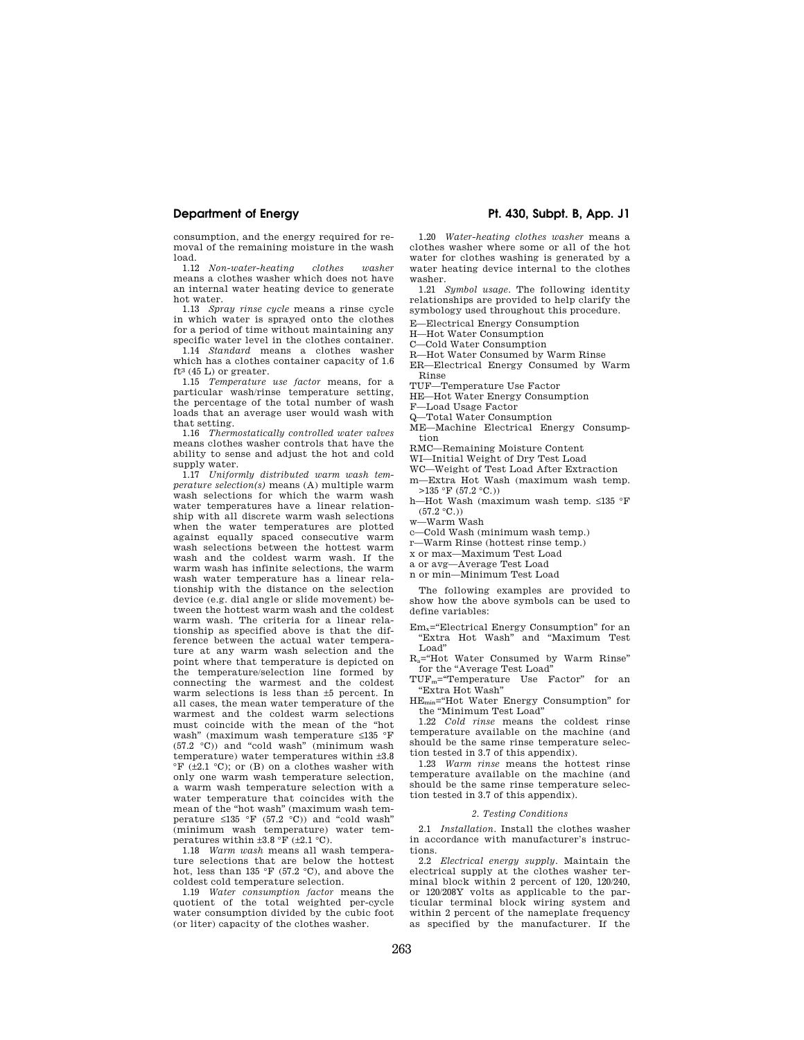consumption, and the energy required for removal of the remaining moisture in the wash load.

1.12 *Non-water-heating clothes washer* means a clothes washer which does not have an internal water heating device to generate hot water.

1.13 *Spray rinse cycle* means a rinse cycle in which water is sprayed onto the clothes for a period of time without maintaining any specific water level in the clothes container.

1.14 *Standard* means a clothes washer which has a clothes container capacity of 1.6 $ft^3$ (45 L) or greater.

1.15 *Temperature use factor* means, for a particular wash/rinse temperature setting, the percentage of the total number of wash loads that an average user would wash with that setting.

1.16 *Thermostatically controlled water valves* means clothes washer controls that have the ability to sense and adjust the hot and cold supply water.

1.17 *Uniformly distributed warm wash temperature selection(s)* means (A) multiple warm wash selections for which the warm wash water temperatures have a linear relationship with all discrete warm wash selections when the water temperatures are plotted against equally spaced consecutive warm wash selections between the hottest warm wash and the coldest warm wash. If the warm wash has infinite selections, the warm wash water temperature has a linear relationship with the distance on the selection device (e.g. dial angle or slide movement) between the hottest warm wash and the coldest warm wash. The criteria for a linear relationship as specified above is that the difference between the actual water temperature at any warm wash selection and the point where that temperature is depicted on the temperature/selection line formed by connecting the warmest and the coldest warm selections is less than ±5 percent. In all cases, the mean water temperature of the warmest and the coldest warm selections must coincide with the mean of the "hot wash" (maximum wash temperature ≤135 °F (57.2 °C)) and "cold wash" (minimum wash temperature) water temperatures within ±3.8 °F (±2.1 °C); or (B) on a clothes washer with only one warm wash temperature selection, a warm wash temperature selection with a water temperature that coincides with the mean of the "hot wash" (maximum wash temperature ≤135 °F (57.2 °C)) and "cold wash" (minimum wash temperature) water temperatures within ±3.8 °F (±2.1 °C).

1.18 *Warm wash* means all wash temperature selections that are below the hottest hot, less than 135 °F (57.2 °C), and above the coldest cold temperature selection.

1.19 *Water consumption factor* means the quotient of the total weighted per-cycle water consumption divided by the cubic foot (or liter) capacity of the clothes washer.

1.20 *Water-heating clothes washer* means a clothes washer where some or all of the hot water for clothes washing is generated by a water heating device internal to the clothes washer.

1.21 *Symbol usage*. The following identity relationships are provided to help clarify the symbology used throughout this procedure.

E—Electrical Energy Consumption
H—Hot Water Consumption
C—Cold Water Consumption
R—Hot Water Consumed by Warm Rinse
ER—Electrical Energy Consumed by Warm Rinse
TUF—Temperature Use Factor
HE—Hot Water Energy Consumption
F—Load Usage Factor
Q—Total Water Consumption
ME—Machine Electrical Energy Consumption
RMC—Remaining Moisture Content
WI—Initial Weight of Dry Test Load
WC—Weight of Test Load After Extraction
m—Extra Hot Wash (maximum wash temp. >135 °F (57.2 °C.))
h—Hot Wash (maximum wash temp. ≤135 °F (57.2 °C.))
w—Warm Wash
c—Cold Wash (minimum wash temp.)
r—Warm Rinse (hottest rinse temp.)
x or max—Maximum Test Load
a or avg—Average Test Load
n or min—Minimum Test Load

The following examples are provided to show how the above symbols can be used to define variables:

$Em_x$="Electrical Energy Consumption" for an "Extra Hot Wash" and "Maximum Test Load"
$R_a$="Hot Water Consumed by Warm Rinse" for the "Average Test Load"
$TUF_m$="Temperature Use Factor" for an "Extra Hot Wash"
$HE_{min}$="Hot Water Energy Consumption" for the "Minimum Test Load"

1.22 *Cold rinse* means the coldest rinse temperature available on the machine (and should be the same rinse temperature selection tested in 3.7 of this appendix).

1.23 *Warm rinse* means the hottest rinse temperature available on the machine (and should be the same rinse temperature selection tested in 3.7 of this appendix).

### *2. Testing Conditions*

2.1 *Installation*. Install the clothes washer in accordance with manufacturer's instructions.

2.2 *Electrical energy supply*. Maintain the electrical supply at the clothes washer terminal block within 2 percent of 120, 120/240, or 120/208Y volts as applicable to the particular terminal block wiring system and within 2 percent of the nameplate frequency as specified by the manufacturer. If the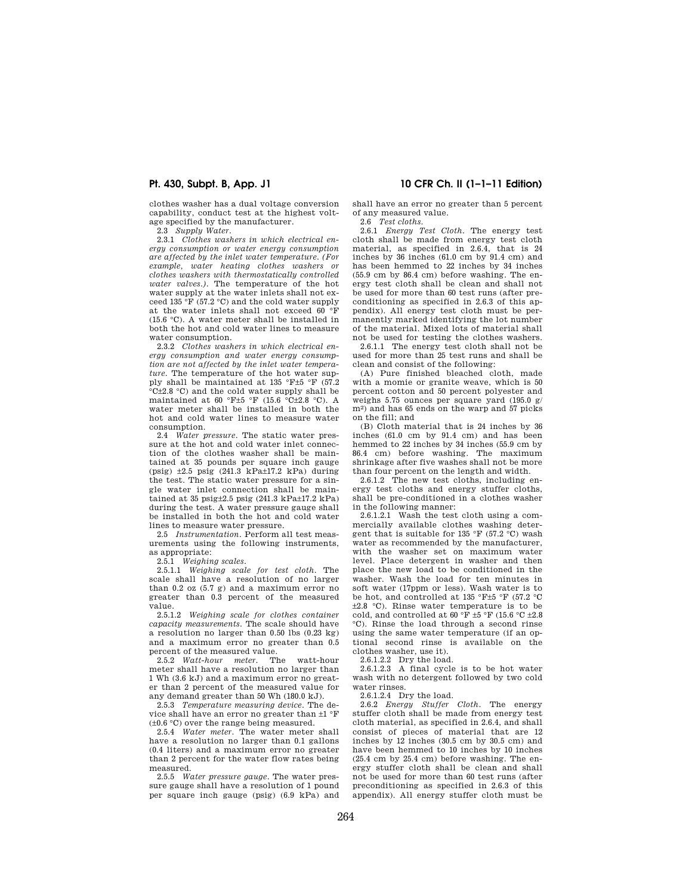clothes washer has a dual voltage conversion capability, conduct test at the highest voltage specified by the manufacturer.

2.3 *Supply Water.*

2.3.1 *Clothes washers in which electrical energy consumption or water energy consumption are affected by the inlet water temperature. (For example, water heating clothes washers or clothes washers with thermostatically controlled water valves.).* The temperature of the hot water supply at the water inlets shall not exceed 135 °F (57.2 °C) and the cold water supply at the water inlets shall not exceed 60 °F (15.6 °C). A water meter shall be installed in both the hot and cold water lines to measure water consumption.

2.3.2 *Clothes washers in which electrical energy consumption and water energy consumption are not affected by the inlet water temperature.* The temperature of the hot water supply shall be maintained at 135 °F±5 °F (57.2 °C±2.8 °C) and the cold water supply shall be maintained at 60 °F±5 °F (15.6 °C±2.8 °C). A water meter shall be installed in both the hot and cold water lines to measure water consumption.

2.4 *Water pressure.* The static water pressure at the hot and cold water inlet connection of the clothes washer shall be maintained at 35 pounds per square inch gauge (psig) ±2.5 psig (241.3 kPa±17.2 kPa) during the test. The static water pressure for a single water inlet connection shall be maintained at 35 psig±2.5 psig (241.3 kPa±17.2 kPa) during the test. A water pressure gauge shall be installed in both the hot and cold water lines to measure water pressure.

2.5 *Instrumentation.* Perform all test measurements using the following instruments, as appropriate:

2.5.1 *Weighing scales.*

2.5.1.1 *Weighing scale for test cloth.* The scale shall have a resolution of no larger than 0.2 oz (5.7 g) and a maximum error no greater than 0.3 percent of the measured value.

2.5.1.2 *Weighing scale for clothes container capacity measurements.* The scale should have a resolution no larger than 0.50 lbs (0.23 kg) and a maximum error no greater than 0.5 percent of the measured value.

2.5.2 *Watt-hour meter.* The watt-hour meter shall have a resolution no larger than 1 Wh (3.6 kJ) and a maximum error no greater than 2 percent of the measured value for any demand greater than 50 Wh (180.0 kJ).

2.5.3 *Temperature measuring device.* The device shall have an error no greater than ±1 °F (±0.6 °C) over the range being measured.

2.5.4 *Water meter.* The water meter shall have a resolution no larger than 0.1 gallons (0.4 liters) and a maximum error no greater than 2 percent for the water flow rates being measured.

2.5.5 *Water pressure gauge.* The water pressure gauge shall have a resolution of 1 pound per square inch gauge (psig) (6.9 kPa) and shall have an error no greater than 5 percent of any measured value.

2.6 *Test cloths.*

2.6.1 *Energy Test Cloth.* The energy test cloth shall be made from energy test cloth material, as specified in 2.6.4, that is 24 inches by 36 inches (61.0 cm by 91.4 cm) and has been hemmed to 22 inches by 34 inches (55.9 cm by 86.4 cm) before washing. The energy test cloth shall be clean and shall not be used for more than 60 test runs (after preconditioning as specified in 2.6.3 of this appendix). All energy test cloth must be permanently marked identifying the lot number of the material. Mixed lots of material shall not be used for testing the clothes washers.

2.6.1.1 The energy test cloth shall not be used for more than 25 test runs and shall be clean and consist of the following:

(A) Pure finished bleached cloth, made with a momie or granite weave, which is 50 percent cotton and 50 percent polyester and weighs 5.75 ounces per square yard (195.0 g/m$^2$) and has 65 ends on the warp and 57 picks on the fill; and

(B) Cloth material that is 24 inches by 36 inches (61.0 cm by 91.4 cm) and has been hemmed to 22 inches by 34 inches (55.9 cm by 86.4 cm) before washing. The maximum shrinkage after five washes shall not be more than four percent on the length and width.

2.6.1.2 The new test cloths, including energy test cloths and energy stuffer cloths, shall be pre-conditioned in a clothes washer in the following manner:

2.6.1.2.1 Wash the test cloth using a commercially available clothes washing detergent that is suitable for 135 °F (57.2 °C) wash water as recommended by the manufacturer, with the washer set on maximum water level. Place detergent in washer and then place the new load to be conditioned in the washer. Wash the load for ten minutes in soft water (17ppm or less). Wash water is to be hot, and controlled at 135 °F±5 °F (57.2 °C ±2.8 °C). Rinse water temperature is to be cold, and controlled at 60 °F ±5 °F (15.6 °C ±2.8 °C). Rinse the load through a second rinse using the same water temperature (if an optional second rinse is available on the clothes washer, use it).

2.6.1.2.2 Dry the load.

2.6.1.2.3 A final cycle is to be hot water wash with no detergent followed by two cold water rinses.

2.6.1.2.4 Dry the load.

2.6.2 *Energy Stuffer Cloth.* The energy stuffer cloth shall be made from energy test cloth material, as specified in 2.6.4, and shall consist of pieces of material that are 12 inches by 12 inches (30.5 cm by 30.5 cm) and have been hemmed to 10 inches by 10 inches (25.4 cm by 25.4 cm) before washing. The energy stuffer cloth shall be clean and shall not be used for more than 60 test runs (after preconditioning as specified in 2.6.3 of this appendix). All energy stuffer cloth must be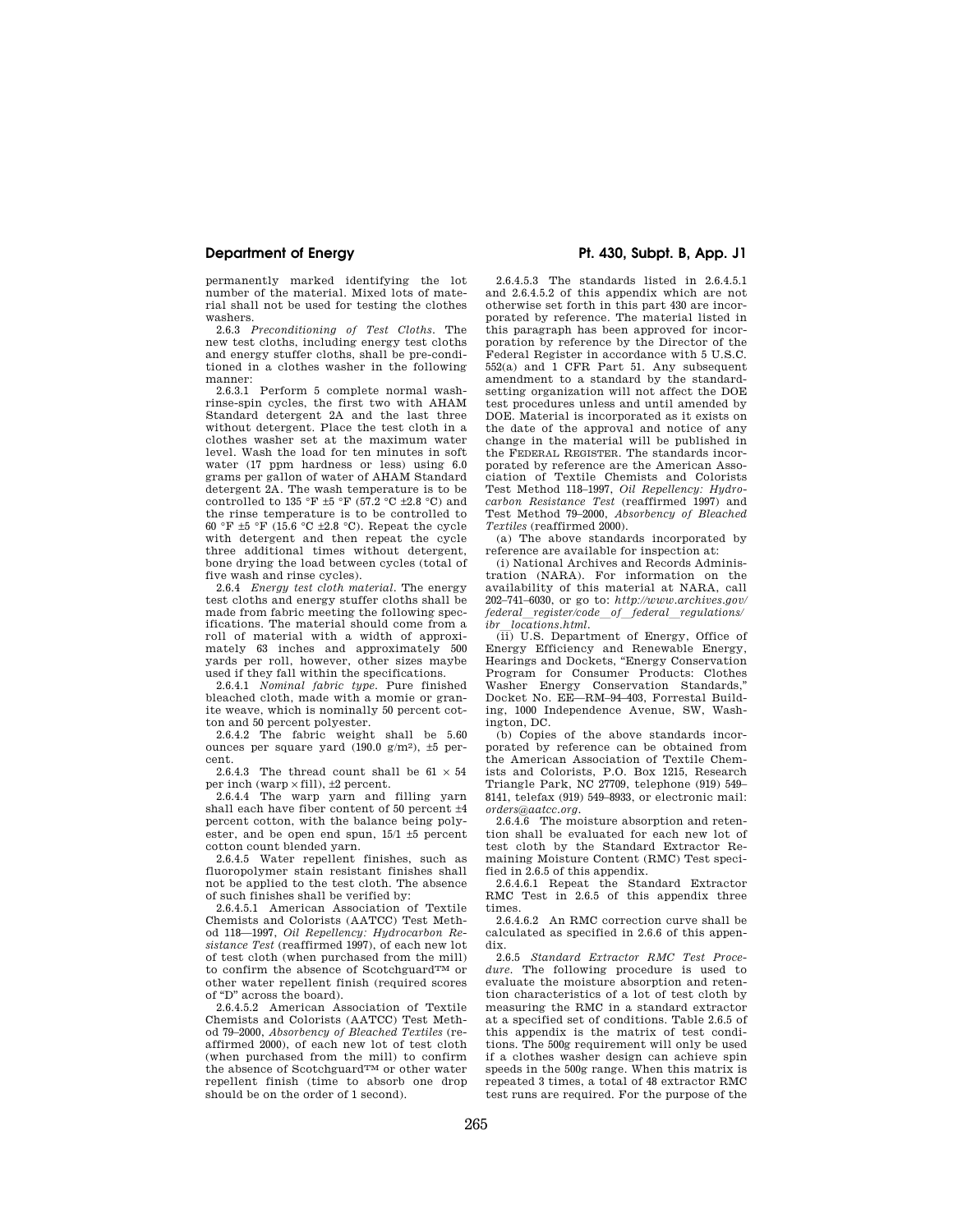permanently marked identifying the lot number of the material. Mixed lots of material shall not be used for testing the clothes washers.

2.6.3 *Preconditioning of Test Cloths.* The new test cloths, including energy test cloths and energy stuffer cloths, shall be pre-conditioned in a clothes washer in the following manner:

2.6.3.1 Perform 5 complete normal wash-rinse-spin cycles, the first two with AHAM Standard detergent 2A and the last three without detergent. Place the test cloth in a clothes washer set at the maximum water level. Wash the load for ten minutes in soft water (17 ppm hardness or less) using 6.0 grams per gallon of water of AHAM Standard detergent 2A. The wash temperature is to be controlled to 135 °F ±5 °F (57.2 °C ±2.8 °C) and the rinse temperature is to be controlled to 60 °F ±5 °F (15.6 °C ±2.8 °C). Repeat the cycle with detergent and then repeat the cycle three additional times without detergent, bone drying the load between cycles (total of five wash and rinse cycles).

2.6.4 *Energy test cloth material.* The energy test cloths and energy stuffer cloths shall be made from fabric meeting the following specifications. The material should come from a roll of material with a width of approximately 63 inches and approximately 500 yards per roll, however, other sizes maybe used if they fall within the specifications.

2.6.4.1 *Nominal fabric type.* Pure finished bleached cloth, made with a momie or granite weave, which is nominally 50 percent cotton and 50 percent polyester.

2.6.4.2 The fabric weight shall be 5.60 ounces per square yard (190.0 g/m²), ±5 percent.

2.6.4.3 The thread count shall be 61 × 54 per inch (warp × fill), ±2 percent.

2.6.4.4 The warp yarn and filling yarn shall each have fiber content of 50 percent ±4 percent cotton, with the balance being polyester, and be open end spun, 15/1 ±5 percent cotton count blended yarn.

2.6.4.5 Water repellent finishes, such as fluoropolymer stain resistant finishes shall not be applied to the test cloth. The absence of such finishes shall be verified by:

2.6.4.5.1 American Association of Textile Chemists and Colorists (AATCC) Test Method 118—1997, *Oil Repellency: Hydrocarbon Resistance Test* (reaffirmed 1997), of each new lot of test cloth (when purchased from the mill) to confirm the absence of Scotchguard™ or other water repellent finish (required scores of "D" across the board).

2.6.4.5.2 American Association of Textile Chemists and Colorists (AATCC) Test Method 79–2000, *Absorbency of Bleached Textiles* (reaffirmed 2000), of each new lot of test cloth (when purchased from the mill) to confirm the absence of Scotchguard™ or other water repellent finish (time to absorb one drop should be on the order of 1 second).

2.6.4.5.3 The standards listed in 2.6.4.5.1 and 2.6.4.5.2 of this appendix which are not otherwise set forth in this part 430 are incorporated by reference. The material listed in this paragraph has been approved for incorporation by reference by the Director of the Federal Register in accordance with 5 U.S.C. 552(a) and 1 CFR Part 51. Any subsequent amendment to a standard by the standard-setting organization will not affect the DOE test procedures unless and until amended by DOE. Material is incorporated as it exists on the date of the approval and notice of any change in the material will be published in the FEDERAL REGISTER. The standards incorporated by reference are the American Association of Textile Chemists and Colorists Test Method 118–1997, *Oil Repellency: Hydrocarbon Resistance Test* (reaffirmed 1997) and Test Method 79–2000, *Absorbency of Bleached Textiles* (reaffirmed 2000).

(a) The above standards incorporated by reference are available for inspection at:

(i) National Archives and Records Administration (NARA). For information on the availability of this material at NARA, call 202–741–6030, or go to: *http://www.archives.gov/federal_register/code_of_federal_regulations/ibr_locations.html*.

(ii) U.S. Department of Energy, Office of Energy Efficiency and Renewable Energy, Hearings and Dockets, "Energy Conservation Program for Consumer Products: Clothes Washer Energy Conservation Standards," Docket No. EE—RM–94–403, Forrestal Building, 1000 Independence Avenue, SW, Washington, DC.

(b) Copies of the above standards incorporated by reference can be obtained from the American Association of Textile Chemists and Colorists, P.O. Box 1215, Research Triangle Park, NC 27709, telephone (919) 549–8141, telefax (919) 549–8933, or electronic mail: *orders@aatcc.org*.

2.6.4.6 The moisture absorption and retention shall be evaluated for each new lot of test cloth by the Standard Extractor Remaining Moisture Content (RMC) Test specified in 2.6.5 of this appendix.

2.6.4.6.1 Repeat the Standard Extractor RMC Test in 2.6.5 of this appendix three times.

2.6.4.6.2 An RMC correction curve shall be calculated as specified in 2.6.6 of this appendix.

2.6.5 *Standard Extractor RMC Test Procedure.* The following procedure is used to evaluate the moisture absorption and retention characteristics of a lot of test cloth by measuring the RMC in a standard extractor at a specified set of conditions. Table 2.6.5 of this appendix is the matrix of test conditions. The 500g requirement will only be used if a clothes washer design can achieve spin speeds in the 500g range. When this matrix is repeated 3 times, a total of 48 extractor RMC test runs are required. For the purpose of the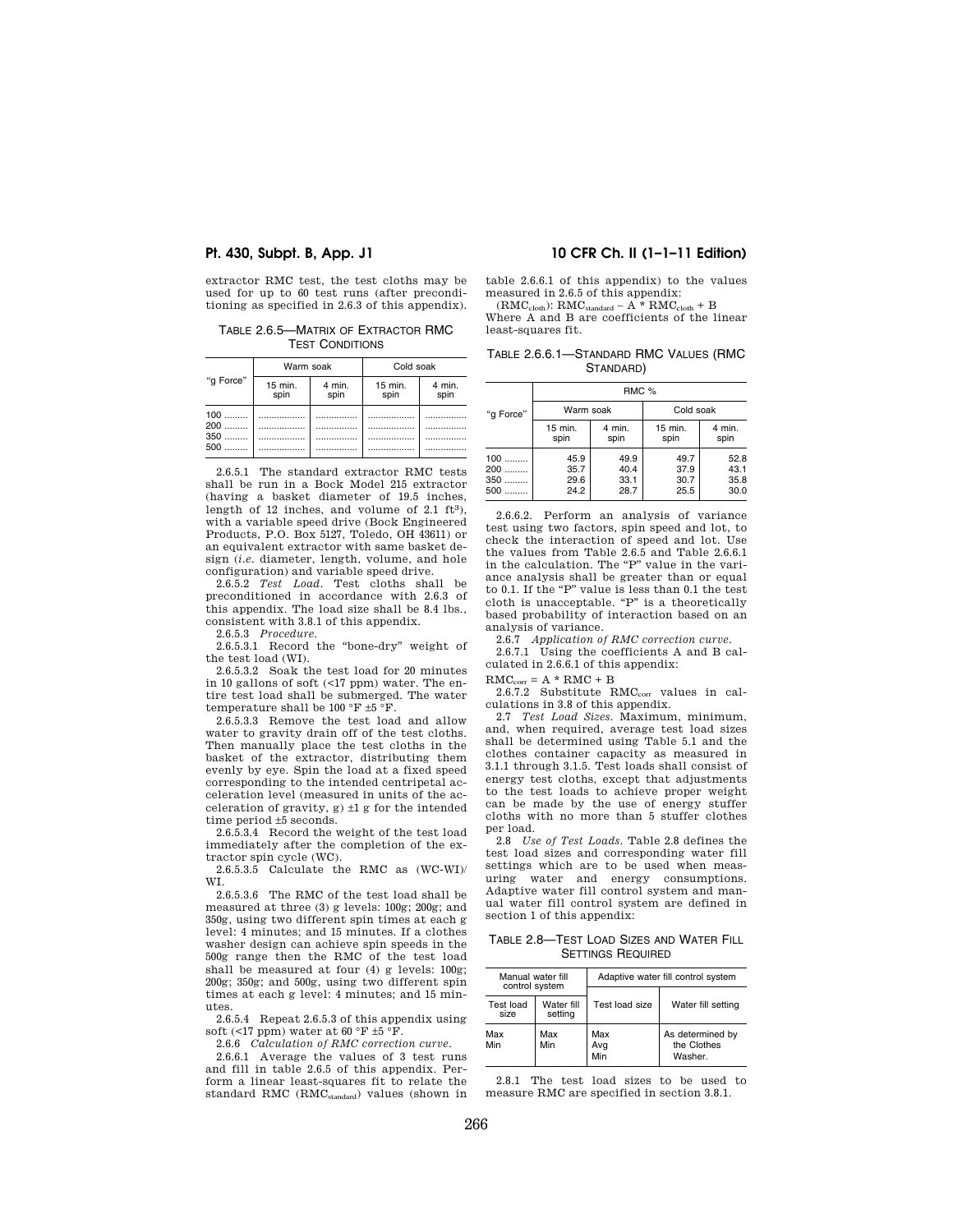extractor RMC test, the test cloths may be used for up to 60 test runs (after preconditioning as specified in 2.6.3 of this appendix).

TABLE 2.6.5—MATRIX OF EXTRACTOR RMC TEST CONDITIONS

| "g Force" | Warm soak | | Cold soak | |
|---|---|---|---|---|
| | 15 min. spin | 4 min. spin | 15 min. spin | 4 min. spin |
| 100 | | | | |
| 200 | | | | |
| 350 | | | | |
| 500 | | | | |

2.6.5.1 The standard extractor RMC tests shall be run in a Bock Model 215 extractor (having a basket diameter of 19.5 inches, length of 12 inches, and volume of 2.1 ft$^3$), with a variable speed drive (Bock Engineered Products, P.O. Box 5127, Toledo, OH 43611) or an equivalent extractor with same basket design (*i.e.* diameter, length, volume, and hole configuration) and variable speed drive.

2.6.5.2 *Test Load.* Test cloths shall be preconditioned in accordance with 2.6.3 of this appendix. The load size shall be 8.4 lbs., consistent with 3.8.1 of this appendix.

2.6.5.3 *Procedure.*

2.6.5.3.1 Record the "bone-dry" weight of the test load (WI).

2.6.5.3.2 Soak the test load for 20 minutes in 10 gallons of soft (<17 ppm) water. The entire test load shall be submerged. The water temperature shall be 100 °F ±5 °F.

2.6.5.3.3 Remove the test load and allow water to gravity drain off of the test cloths. Then manually place the test cloths in the basket of the extractor, distributing them evenly by eye. Spin the load at a fixed speed corresponding to the intended centripetal acceleration level (measured in units of the acceleration of gravity, g) ±1 g for the intended time period ±5 seconds.

2.6.5.3.4 Record the weight of the test load immediately after the completion of the extractor spin cycle (WC).

2.6.5.3.5 Calculate the RMC as (WC-WI)/WI.

2.6.5.3.6 The RMC of the test load shall be measured at three (3) g levels: 100g; 200g; and 350g, using two different spin times at each g level: 4 minutes; and 15 minutes. If a clothes washer design can achieve spin speeds in the 500g range then the RMC of the test load shall be measured at four (4) g levels: 100g; 200g; 350g; and 500g, using two different spin times at each g level: 4 minutes; and 15 minutes.

2.6.5.4 Repeat 2.6.5.3 of this appendix using soft (<17 ppm) water at 60 °F ±5 °F.

2.6.6 *Calculation of RMC correction curve.*

2.6.6.1 Average the values of 3 test runs and fill in table 2.6.5 of this appendix. Perform a linear least-squares fit to relate the standard RMC ($RMC_{standard}$) values (shown in table 2.6.6.1 of this appendix) to the values measured in 2.6.5 of this appendix:

($RMC_{cloth}$): $RMC_{standard} \sim A * RMC_{cloth} + B$

Where A and B are coefficients of the linear least-squares fit.

TABLE 2.6.6.1—STANDARD RMC VALUES (RMC STANDARD)

| "g Force" | RMC % | | | |
|---|---|---|---|---|
| | Warm soak | | Cold soak | |
| | 15 min. spin | 4 min. spin | 15 min. spin | 4 min. spin |
| 100 | 45.9 | 49.9 | 49.7 | 52.8 |
| 200 | 35.7 | 40.4 | 37.9 | 43.1 |
| 350 | 29.6 | 33.1 | 30.7 | 35.8 |
| 500 | 24.2 | 28.7 | 25.5 | 30.0 |

2.6.6.2. Perform an analysis of variance test using two factors, spin speed and lot, to check the interaction of speed and lot. Use the values from Table 2.6.5 and Table 2.6.6.1 in the calculation. The "P" value in the variance analysis shall be greater than or equal to 0.1. If the "P" value is less than 0.1 the test cloth is unacceptable. "P" is a theoretically based probability of interaction based on an analysis of variance.

2.6.7 *Application of RMC correction curve.*

2.6.7.1 Using the coefficients A and B calculated in 2.6.6.1 of this appendix:

$RMC_{corr} = A * RMC + B$

2.6.7.2 Substitute $RMC_{corr}$ values in calculations in 3.8 of this appendix.

2.7 *Test Load Sizes.* Maximum, minimum, and, when required, average test load sizes shall be determined using Table 5.1 and the clothes container capacity as measured in 3.1.1 through 3.1.5. Test loads shall consist of energy test cloths, except that adjustments to the test loads to achieve proper weight can be made by the use of energy stuffer cloths with no more than 5 stuffer clothes per load.

2.8 *Use of Test Loads.* Table 2.8 defines the test load sizes and corresponding water fill settings which are to be used when measuring water and energy consumptions. Adaptive water fill control system and manual water fill control system are defined in section 1 of this appendix:

TABLE 2.8—TEST LOAD SIZES AND WATER FILL SETTINGS REQUIRED

| Manual water fill control system | | Adaptive water fill control system | |
|---|---|---|---|
| Test load size | Water fill setting | Test load size | Water fill setting |
| Max<br>Min | Max<br>Min | Max<br>Avg<br>Min | As determined by the Clothes Washer. |

2.8.1 The test load sizes to be used to measure RMC are specified in section 3.8.1.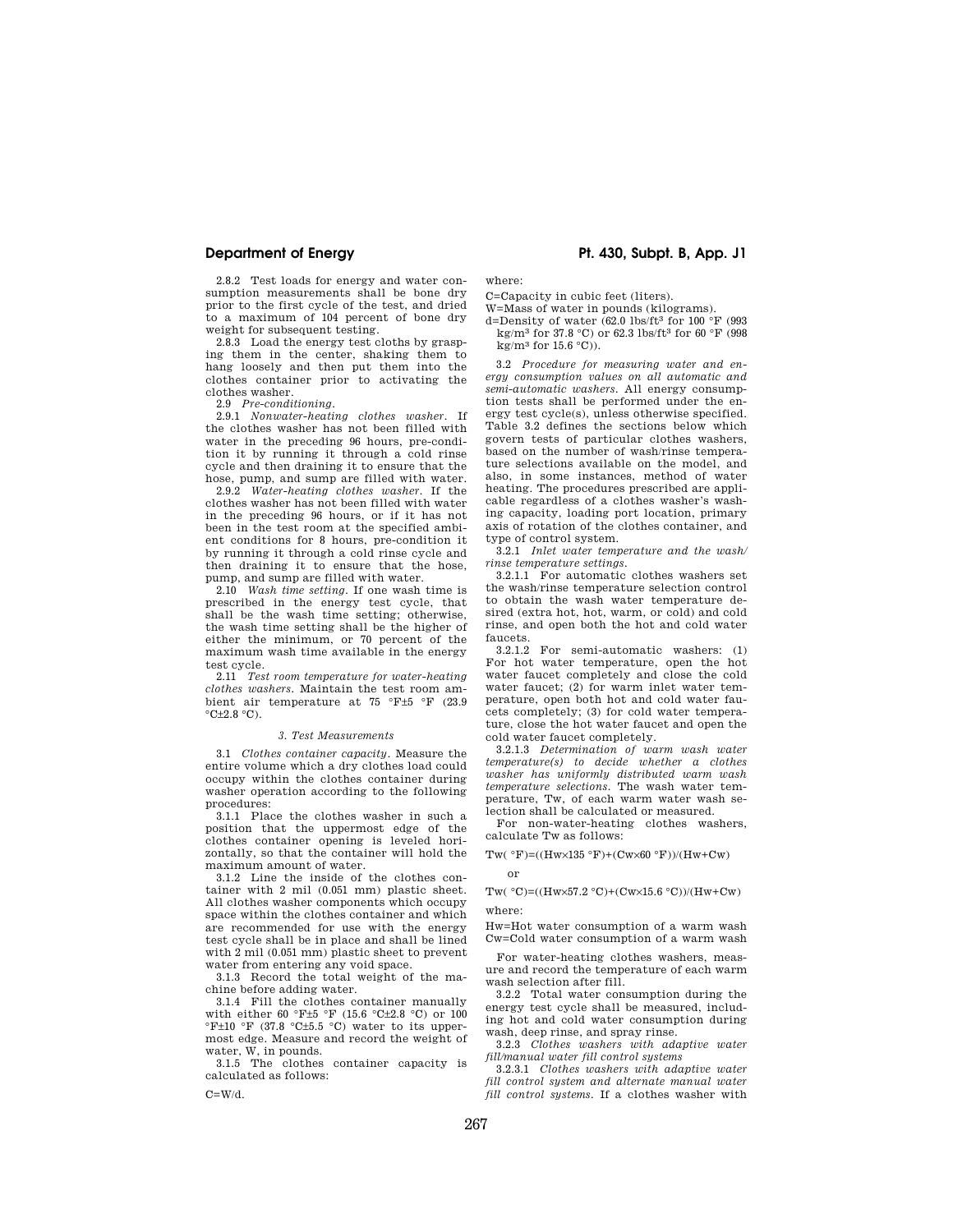2.8.2 Test loads for energy and water consumption measurements shall be bone dry prior to the first cycle of the test, and dried to a maximum of 104 percent of bone dry weight for subsequent testing.

2.8.3 Load the energy test cloths by grasping them in the center, shaking them to hang loosely and then put them into the clothes container prior to activating the clothes washer.

2.9 *Pre-conditioning.*

2.9.1 *Nonwater-heating clothes washer.* If the clothes washer has not been filled with water in the preceding 96 hours, pre-condition it by running it through a cold rinse cycle and then draining it to ensure that the hose, pump, and sump are filled with water.

2.9.2 *Water-heating clothes washer.* If the clothes washer has not been filled with water in the preceding 96 hours, or if it has not been in the test room at the specified ambient conditions for 8 hours, pre-condition it by running it through a cold rinse cycle and then draining it to ensure that the hose, pump, and sump are filled with water.

2.10 *Wash time setting.* If one wash time is prescribed in the energy test cycle, that shall be the wash time setting; otherwise, the wash time setting shall be the higher of either the minimum, or 70 percent of the maximum wash time available in the energy test cycle.

2.11 *Test room temperature for water-heating clothes washers.* Maintain the test room ambient air temperature at 75 °F±5 °F (23.9 °C±2.8 °C).

### 3. Test Measurements

3.1 *Clothes container capacity.* Measure the entire volume which a dry clothes load could occupy within the clothes container during washer operation according to the following procedures:

3.1.1 Place the clothes washer in such a position that the uppermost edge of the clothes container opening is leveled horizontally, so that the container will hold the maximum amount of water.

3.1.2 Line the inside of the clothes container with 2 mil (0.051 mm) plastic sheet. All clothes washer components which occupy space within the clothes container and which are recommended for use with the energy test cycle shall be in place and shall be lined with 2 mil (0.051 mm) plastic sheet to prevent water from entering any void space.

3.1.3 Record the total weight of the machine before adding water.

3.1.4 Fill the clothes container manually with either 60 °F±5 °F (15.6 °C±2.8 °C) or 100 °F±10 °F (37.8 °C±5.5 °C) water to its uppermost edge. Measure and record the weight of water, W, in pounds.

3.1.5 The clothes container capacity is calculated as follows:

$$C=W/d.$$

where:

C=Capacity in cubic feet (liters).
W=Mass of water in pounds (kilograms).
d=Density of water (62.0 lbs/ft$^3$ for 100 °F (993 kg/m$^3$ for 37.8 °C) or 62.3 lbs/ft$^3$ for 60 °F (998 kg/m$^3$ for 15.6 °C)).

3.2 *Procedure for measuring water and energy consumption values on all automatic and semi-automatic washers.* All energy consumption tests shall be performed under the energy test cycle(s), unless otherwise specified. Table 3.2 defines the sections below which govern tests of particular clothes washers, based on the number of wash/rinse temperature selections available on the model, and also, in some instances, method of water heating. The procedures prescribed are applicable regardless of a clothes washer's washing capacity, loading port location, primary axis of rotation of the clothes container, and type of control system.

3.2.1 *Inlet water temperature and the wash/rinse temperature settings.*

3.2.1.1 For automatic clothes washers set the wash/rinse temperature selection control to obtain the wash water temperature desired (extra hot, hot, warm, or cold) and cold rinse, and open both the hot and cold water faucets.

3.2.1.2 For semi-automatic washers: (1) For hot water temperature, open the hot water faucet completely and close the cold water faucet; (2) for warm inlet water temperature, open both hot and cold water faucets completely; (3) for cold water temperature, close the hot water faucet and open the cold water faucet completely.

3.2.1.3 *Determination of warm wash water temperature(s) to decide whether a clothes washer has uniformly distributed warm wash temperature selections.* The wash water temperature, Tw, of each warm water wash selection shall be calculated or measured.

For non-water-heating clothes washers, calculate Tw as follows:

$$Tw(\,°F)=((Hw\times135\,°F)+(Cw\times60\,°F))/(Hw+Cw)$$

or

$$Tw(\,°C)=((Hw\times57.2\,°C)+(Cw\times15.6\,°C))/(Hw+Cw)$$

where:

Hw=Hot water consumption of a warm wash
Cw=Cold water consumption of a warm wash

For water-heating clothes washers, measure and record the temperature of each warm wash selection after fill.

3.2.2 Total water consumption during the energy test cycle shall be measured, including hot and cold water consumption during wash, deep rinse, and spray rinse.

3.2.3 *Clothes washers with adaptive water fill/manual water fill control systems*

3.2.3.1 *Clothes washers with adaptive water fill control system and alternate manual water fill control systems.* If a clothes washer with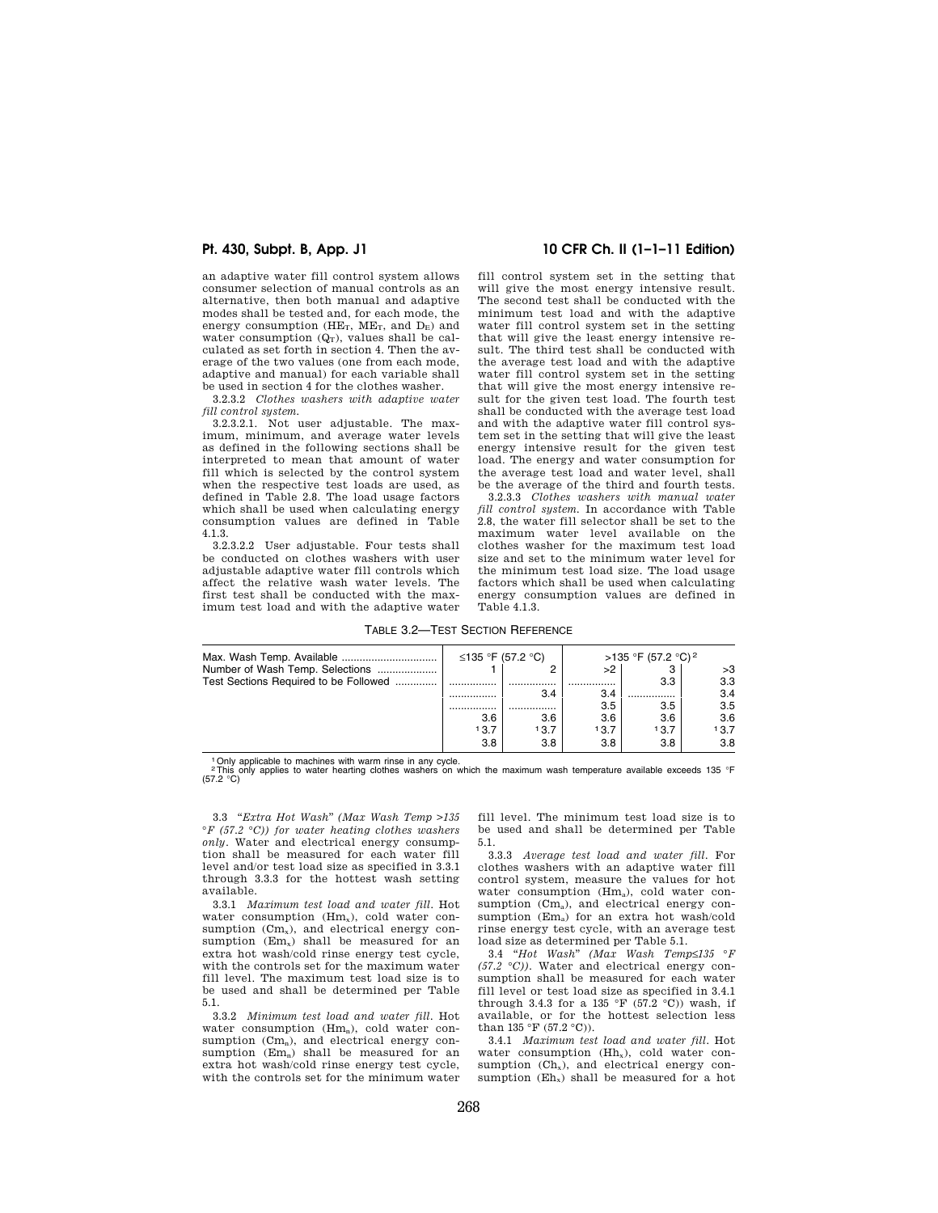an adaptive water fill control system allows consumer selection of manual controls as an alternative, then both manual and adaptive modes shall be tested and, for each mode, the energy consumption ($HE_T$, $ME_T$, and $D_E$) and water consumption ($Q_T$), values shall be calculated as set forth in section 4. Then the average of the two values (one from each mode, adaptive and manual) for each variable shall be used in section 4 for the clothes washer.

3.2.3.2 *Clothes washers with adaptive water fill control system.*

3.2.3.2.1. Not user adjustable. The maximum, minimum, and average water levels as defined in the following sections shall be interpreted to mean that amount of water fill which is selected by the control system when the respective test loads are used, as defined in Table 2.8. The load usage factors which shall be used when calculating energy consumption values are defined in Table 4.1.3.

3.2.3.2.2 User adjustable. Four tests shall be conducted on clothes washers with user adjustable adaptive water fill controls which affect the relative wash water levels. The first test shall be conducted with the maximum test load and with the adaptive water fill control system set in the setting that will give the most energy intensive result. The second test shall be conducted with the minimum test load and with the adaptive water fill control system set in the setting that will give the least energy intensive result. The third test shall be conducted with the average test load and with the adaptive water fill control system set in the setting that will give the most energy intensive result for the given test load. The fourth test shall be conducted with the average test load and with the adaptive water fill control system set in the setting that will give the least energy intensive result for the given test load. The energy and water consumption for the average test load and water level, shall be the average of the third and fourth tests.

3.2.3.3 *Clothes washers with manual water fill control system.* In accordance with Table 2.8, the water fill selector shall be set to the maximum water level available on the clothes washer for the maximum test load size and set to the minimum water level for the minimum test load size. The load usage factors which shall be used when calculating energy consumption values are defined in Table 4.1.3.

TABLE 3.2—TEST SECTION REFERENCE

| | | | | | |
|---|---|---|---|---|---|
| Max. Wash Temp. Available | ≤135 °F (57.2 °C) | | >135 °F (57.2 °C)[2] | | |
| Number of Wash Temp. Selections | 1 | 2 | >2 | 3 | >3 |
| Test Sections Required to be Followed | ................ | ................ | ................ | 3.3 | 3.3 |
| | ................ | 3.4 | 3.4 | ................ | 3.4 |
| | ................ | ................ | 3.5 | 3.5 | 3.5 |
| | 3.6 | 3.6 | 3.6 | 3.6 | 3.6 |
| | [1] 3.7 | [1] 3.7 | [1] 3.7 | [1] 3.7 | [1] 3.7 |
| | 3.8 | 3.8 | 3.8 | 3.8 | 3.8 |

[1] Only applicable to machines with warm rinse in any cycle.
[2] This only applies to water hearting clothes washers on which the maximum wash temperature available exceeds 135 °F (57.2 °C)

3.3 "*Extra Hot Wash*" *(Max Wash Temp >135 °F (57.2 °C)) for water heating clothes washers only*. Water and electrical energy consumption shall be measured for each water fill level and/or test load size as specified in 3.3.1 through 3.3.3 for the hottest wash setting available.

3.3.1 *Maximum test load and water fill.* Hot water consumption ($Hm_x$), cold water consumption ($Cm_x$), and electrical energy consumption ($Em_x$) shall be measured for an extra hot wash/cold rinse energy test cycle, with the controls set for the maximum water fill level. The maximum test load size is to be used and shall be determined per Table 5.1.

3.3.2 *Minimum test load and water fill.* Hot water consumption ($Hm_n$), cold water consumption ($Cm_n$), and electrical energy consumption ($Em_n$) shall be measured for an extra hot wash/cold rinse energy test cycle, with the controls set for the minimum water fill level. The minimum test load size is to be used and shall be determined per Table 5.1.

3.3.3 *Average test load and water fill.* For clothes washers with an adaptive water fill control system, measure the values for hot water consumption ($Hm_a$), cold water consumption ($Cm_a$), and electrical energy consumption ($Em_a$) for an extra hot wash/cold rinse energy test cycle, with an average test load size as determined per Table 5.1.

3.4 "*Hot Wash*" *(Max Wash Temp≤135 °F (57.2 °C))*. Water and electrical energy consumption shall be measured for each water fill level or test load size as specified in 3.4.1 through 3.4.3 for a 135 °F (57.2 °C)) wash, if available, or for the hottest selection less than 135 °F (57.2 °C)).

3.4.1 *Maximum test load and water fill.* Hot water consumption ($Hh_x$), cold water consumption ($Ch_x$), and electrical energy consumption ($Eh_x$) shall be measured for a hot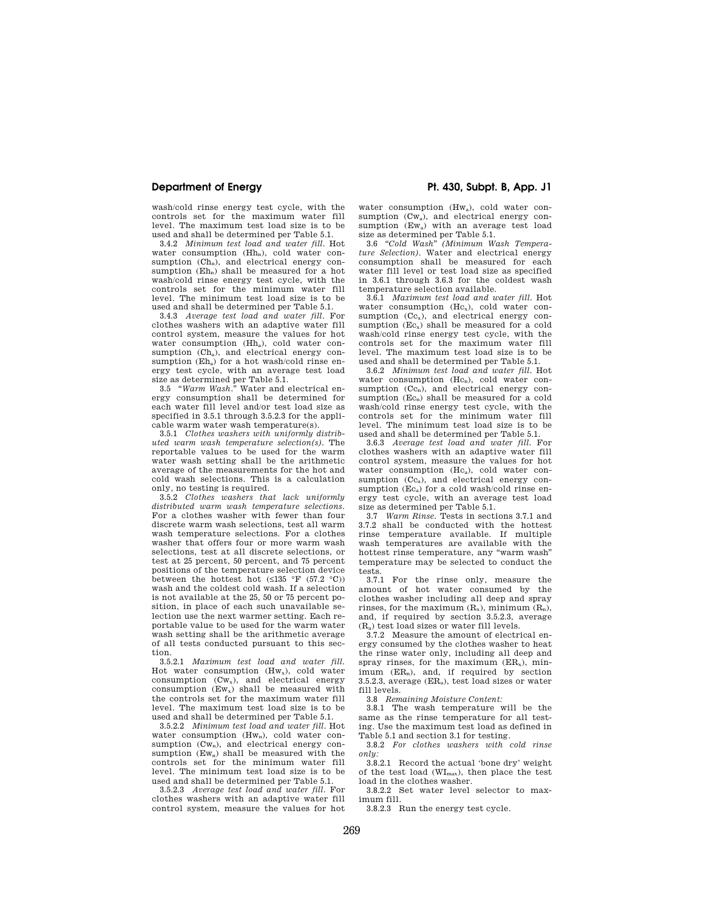wash/cold rinse energy test cycle, with the controls set for the maximum water fill level. The maximum test load size is to be used and shall be determined per Table 5.1.

3.4.2 *Minimum test load and water fill.* Hot water consumption ($Hh_n$), cold water consumption ($Ch_n$), and electrical energy consumption ($Eh_n$) shall be measured for a hot wash/cold rinse energy test cycle, with the controls set for the minimum water fill level. The minimum test load size is to be used and shall be determined per Table 5.1.

3.4.3 *Average test load and water fill.* For clothes washers with an adaptive water fill control system, measure the values for hot water consumption ($Hh_a$), cold water consumption ($Ch_a$), and electrical energy consumption ($Eh_a$) for a hot wash/cold rinse energy test cycle, with an average test load size as determined per Table 5.1.

3.5 "*Warm Wash.*" Water and electrical energy consumption shall be determined for each water fill level and/or test load size as specified in 3.5.1 through 3.5.2.3 for the applicable warm water wash temperature(s).

3.5.1 *Clothes washers with uniformly distributed warm wash temperature selection(s).* The reportable values to be used for the warm water wash setting shall be the arithmetic average of the measurements for the hot and cold wash selections. This is a calculation only, no testing is required.

3.5.2 *Clothes washers that lack uniformly distributed warm wash temperature selections.* For a clothes washer with fewer than four discrete warm wash selections, test all warm wash temperature selections. For a clothes washer that offers four or more warm wash selections, test at all discrete selections, or test at 25 percent, 50 percent, and 75 percent positions of the temperature selection device between the hottest hot (≤135 °F (57.2 °C)) wash and the coldest cold wash. If a selection is not available at the 25, 50 or 75 percent position, in place of each such unavailable selection use the next warmer setting. Each reportable value to be used for the warm water wash setting shall be the arithmetic average of all tests conducted pursuant to this section.

3.5.2.1 *Maximum test load and water fill.* Hot water consumption ($Hw_x$), cold water consumption ($Cw_x$), and electrical energy consumption ($Ew_x$) shall be measured with the controls set for the maximum water fill level. The maximum test load size is to be used and shall be determined per Table 5.1.

3.5.2.2 *Minimum test load and water fill.* Hot water consumption ($Hw_n$), cold water consumption ($Cw_n$), and electrical energy consumption ($Ew_n$) shall be measured with the controls set for the minimum water fill level. The minimum test load size is to be used and shall be determined per Table 5.1.

3.5.2.3 *Average test load and water fill.* For clothes washers with an adaptive water fill control system, measure the values for hot water consumption ($Hw_a$), cold water consumption ($Cw_a$), and electrical energy consumption ($Ew_a$) with an average test load size as determined per Table 5.1.

3.6 "*Cold Wash*" *(Minimum Wash Temperature Selection).* Water and electrical energy consumption shall be measured for each water fill level or test load size as specified in 3.6.1 through 3.6.3 for the coldest wash temperature selection available.

3.6.1 *Maximum test load and water fill.* Hot water consumption ($Hc_x$), cold water consumption ($Cc_x$), and electrical energy consumption ($Ec_x$) shall be measured for a cold wash/cold rinse energy test cycle, with the controls set for the maximum water fill level. The maximum test load size is to be used and shall be determined per Table 5.1.

3.6.2 *Minimum test load and water fill.* Hot water consumption ($Hc_n$), cold water consumption ($Cc_n$), and electrical energy consumption ($Ec_n$) shall be measured for a cold wash/cold rinse energy test cycle, with the controls set for the minimum water fill level. The minimum test load size is to be used and shall be determined per Table 5.1.

3.6.3 *Average test load and water fill.* For clothes washers with an adaptive water fill control system, measure the values for hot water consumption ($Hc_a$), cold water consumption ($Cc_a$), and electrical energy consumption ($Ec_a$) for a cold wash/cold rinse energy test cycle, with an average test load size as determined per Table 5.1.

3.7 *Warm Rinse.* Tests in sections 3.7.1 and 3.7.2 shall be conducted with the hottest rinse temperature available. If multiple wash temperatures are available with the hottest rinse temperature, any "warm wash" temperature may be selected to conduct the tests.

3.7.1 For the rinse only, measure the amount of hot water consumed by the clothes washer including all deep and spray rinses, for the maximum ($R_x$), minimum ($R_n$), and, if required by section 3.5.2.3, average ($R_a$) test load sizes or water fill levels.

3.7.2 Measure the amount of electrical energy consumed by the clothes washer to heat the rinse water only, including all deep and spray rinses, for the maximum ($ER_x$), minimum ($ER_n$), and, if required by section 3.5.2.3, average ($ER_a$), test load sizes or water fill levels.

3.8 *Remaining Moisture Content:*

3.8.1 The wash temperature will be the same as the rinse temperature for all testing. Use the maximum test load as defined in Table 5.1 and section 3.1 for testing.

3.8.2 *For clothes washers with cold rinse only:*

3.8.2.1 Record the actual 'bone dry' weight of the test load ($WI_{max}$), then place the test load in the clothes washer.

3.8.2.2 Set water level selector to maximum fill.

3.8.2.3 Run the energy test cycle.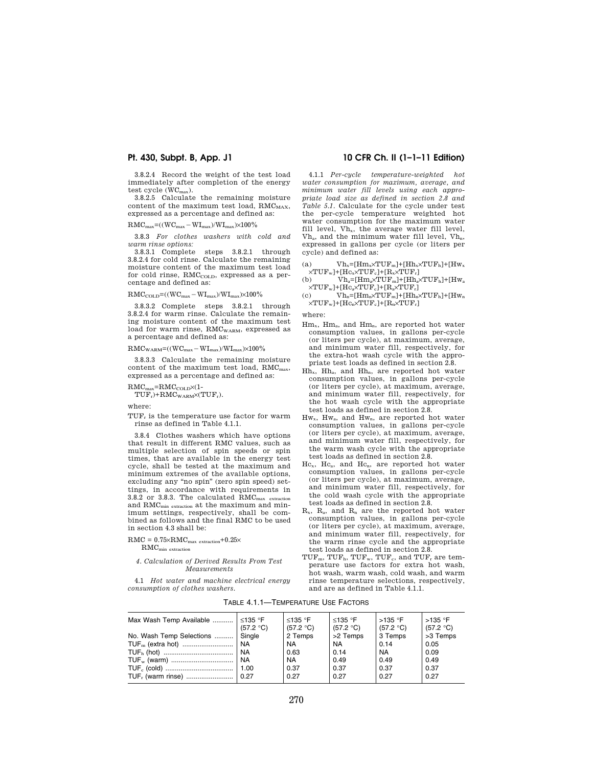3.8.2.4 Record the weight of the test load immediately after completion of the energy test cycle ($WC_{max}$).

3.8.2.5 Calculate the remaining moisture content of the maximum test load, $RMC_{MAX}$, expressed as a percentage and defined as:

$$RMC_{max}=((WC_{max}-WI_{max})/WI_{max})\times100\%$$

3.8.3 *For clothes washers with cold and warm rinse options:*

3.8.3.1 Complete steps 3.8.2.1 through 3.8.2.4 for cold rinse. Calculate the remaining moisture content of the maximum test load for cold rinse, $RMC_{COLD}$, expressed as a percentage and defined as:

$$RMC_{COLD}=((WC_{max}-WI_{max})/WI_{max})\times100\%$$

3.8.3.2 Complete steps 3.8.2.1 through 3.8.2.4 for warm rinse. Calculate the remaining moisture content of the maximum test load for warm rinse, $RMC_{WARM}$, expressed as a percentage and defined as:

$$RMC_{WARM}=((WC_{max}-WI_{max})/WI_{max})\times100\%$$

3.8.3.3 Calculate the remaining moisture content of the maximum test load, $RMC_{max}$, expressed as a percentage and defined as:

$$RMC_{max}=RMC_{COLD}\times(1-TUF_r)+RMC_{WARM}\times(TUF_r).$$

where:

$TUF_r$ is the temperature use factor for warm rinse as defined in Table 4.1.1.

3.8.4 Clothes washers which have options that result in different RMC values, such as multiple selection of spin speeds or spin times, that are available in the energy test cycle, shall be tested at the maximum and minimum extremes of the available options, excluding any "no spin" (zero spin speed) settings, in accordance with requirements in 3.8.2 or 3.8.3. The calculated $RMC_{max\ extraction}$ and $RMC_{min\ extraction}$ at the maximum and minimum settings, respectively, shall be combined as follows and the final RMC to be used in section 4.3 shall be:

$$RMC = 0.75\times RMC_{max\ extraction}+0.25\times RMC_{min\ extraction}$$

#### *4. Calculation of Derived Results From Test Measurements*

4.1 *Hot water and machine electrical energy consumption of clothes washers.*

4.1.1 *Per-cycle temperature-weighted hot water consumption for maximum, average, and minimum water fill levels using each appropriate load size as defined in section 2.8 and Table 5.1.* Calculate for the cycle under test the per-cycle temperature weighted hot water consumption for the maximum water fill level, $Vh_x$, the average water fill level, $Vh_a$, and the minimum water fill level, $Vh_n$, expressed in gallons per cycle (or liters per cycle) and defined as:

(a) $Vh_x=[Hm_x\times TUF_m]+[Hh_x\times TUF_h]+[Hw_x\times TUF_w]+[Hc_x\times TUF_c]+[R_x\times TUF_r]$

(b) $Vh_a=[Hm_a\times TUF_m]+[Hh_a\times TUF_h]+[Hw_a\times TUF_w]+[Hc_a\times TUF_c]+[R_a\times TUF_r]$

(c) $Vh_n=[Hm_n\times TUF_m]+[Hh_n\times TUF_h]+[Hw_n\times TUF_w]+[Hc_n\times TUF_c]+[R_n\times TUF_r]$

where:

$Hm_x$, $Hm_a$, and $Hm_n$, are reported hot water consumption values, in gallons per-cycle (or liters per cycle), at maximum, average, and minimum water fill, respectively, for the extra-hot wash cycle with the appropriate test loads as defined in section 2.8.

$Hh_x$, $Hh_a$, and $Hh_n$, are reported hot water consumption values, in gallons per-cycle (or liters per cycle), at maximum, average, and minimum water fill, respectively, for the hot wash cycle with the appropriate test loads as defined in section 2.8.

$Hw_x$, $Hw_a$, and $Hw_n$, are reported hot water consumption values, in gallons per-cycle (or liters per cycle), at maximum, average, and minimum water fill, respectively, for the warm wash cycle with the appropriate test loads as defined in section 2.8.

$Hc_x$, $Hc_a$, and $Hc_n$, are reported hot water consumption values, in gallons per-cycle (or liters per cycle), at maximum, average, and minimum water fill, respectively, for the cold wash cycle with the appropriate test loads as defined in section 2.8.

$R_x$, $R_a$, and $R_n$ are the reported hot water consumption values, in gallons per-cycle (or liters per cycle), at maximum, average, and minimum water fill, respectively, for the warm rinse cycle and the appropriate test loads as defined in section 2.8.

$TUF_m$, $TUF_h$, $TUF_w$, $TUF_c$, and $TUF_r$ are temperature use factors for extra hot wash, hot wash, warm wash, cold wash, and warm rinse temperature selections, respectively, and are as defined in Table 4.1.1.

TABLE 4.1.1—TEMPERATURE USE FACTORS

| Max Wash Temp Available | ≤135 °F (57.2 °C) | ≤135 °F (57.2 °C) | ≤135 °F (57.2 °C) | >135 °F (57.2 °C) | >135 °F (57.2 °C) |
|---|---|---|---|---|---|
| No. Wash Temp Selections | Single | 2 Temps | >2 Temps | 3 Temps | >3 Temps |
| $TUF_m$ (extra hot) | NA | NA | NA | 0.14 | 0.05 |
| $TUF_h$ (hot) | NA | 0.63 | 0.14 | NA | 0.09 |
| $TUF_w$ (warm) | NA | NA | 0.49 | 0.49 | 0.49 |
| $TUF_c$ (cold) | 1.00 | 0.37 | 0.37 | 0.37 | 0.37 |
| $TUF_r$ (warm rinse) | 0.27 | 0.27 | 0.27 | 0.27 | 0.27 |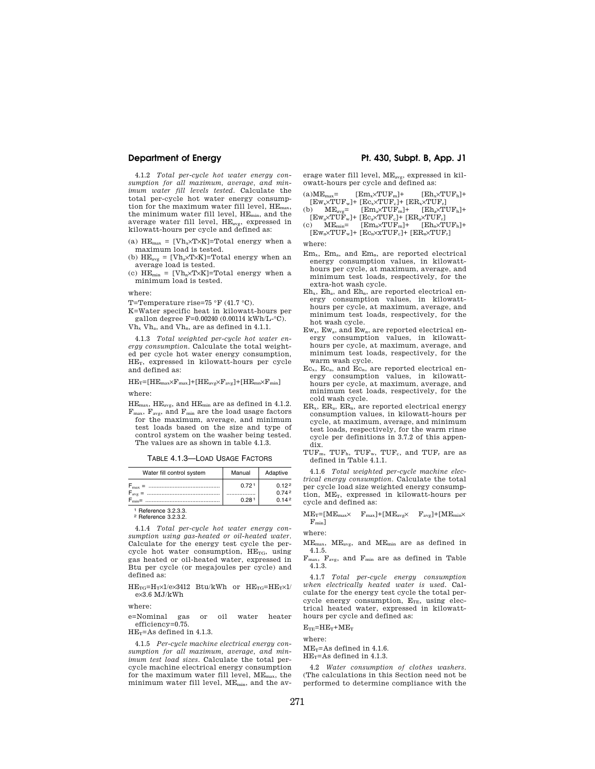4.1.2 *Total per-cycle hot water energy consumption for all maximum, average, and minimum water fill levels tested.* Calculate the total per-cycle hot water energy consumption for the maximum water fill level, $HE_{max}$, the minimum water fill level, $HE_{min}$, and the average water fill level, $HE_{avg}$, expressed in kilowatt-hours per cycle and defined as:

(a) $HE_{max} = [Vh_x \times T \times K]$=Total energy when a maximum load is tested.

(b) $HE_{avg} = [Vh_a \times T \times K]$=Total energy when an average load is tested.

(c) $HE_{min} = [Vh_n \times T \times K]$=Total energy when a minimum load is tested.

where:

T=Temperature rise=75 °F (41.7 °C).

K=Water specific heat in kilowatt-hours per gallon degree F=0.00240 (0.00114 kWh/L-°C).

$Vh_x$ $Vh_a$, and $Vh_n$, are as defined in 4.1.1.

4.1.3 *Total weighted per-cycle hot water energy consumption.* Calculate the total weighted per cycle hot water energy consumption, $HE_T$, expressed in kilowatt-hours per cycle and defined as:

$HE_T=[HE_{max} \times F_{max}]+[HE_{avg} \times F_{avg}]+[HE_{mn} \times F_{min}]$

where:

$HE_{max}$, $HE_{avg}$, and $HE_{min}$ are as defined in 4.1.2.

$F_{max}$, $F_{avg}$, and $F_{min}$ are the load usage factors for the maximum, average, and minimum test loads based on the size and type of control system on the washer being tested. The values are as shown in table 4.1.3.

TABLE 4.1.3—LOAD USAGE FACTORS

| Water fill control system | Manual | Adaptive |
|---|---|---|
| $F_{max}$ = | 0.72[1] | 0.12[2] |
| $F_{avg}$ = | .................. | 0.74[2] |
| $F_{min}$= | 0.28[1] | 0.14[2] |

[1] Reference 3.2.3.3.
[2] Reference 3.2.3.2.

4.1.4 *Total per-cycle hot water energy consumption using gas-heated or oil-heated water.* Calculate for the energy test cycle the per-cycle hot water consumption, $HE_{TG}$, using gas heated or oil-heated water, expressed in Btu per cycle (or megajoules per cycle) and defined as:

$HE_{TG}=H_T \times 1/e \times 3412$ Btu/kWh or $HE_{TG}=HE_T \times 1/e \times 3.6$ MJ/kWh

where:

e=Nominal gas or oil water heater efficiency=0.75.

$HE_T$=As defined in 4.1.3.

4.1.5 *Per-cycle machine electrical energy consumption for all maximum, average, and minimum test load sizes.* Calculate the total per-cycle machine electrical energy consumption for the maximum water fill level, $ME_{max}$, the minimum water fill level, $ME_{min}$, and the average water fill level, $ME_{avg}$, expressed in kilowatt-hours per cycle and defined as:

(a) $ME_{max}= [Em_x \times TUF_m]+ [Eh_x \times TUF_h]+ [Ew_x \times TUF_w]+ [Ec_x \times TUF_c]+ [ER_x \times TUF_r]$

(b) $ME_{avg}= [Em_a \times TUF_m]+ [Eh_a \times TUF_h]+ [Ew_a \times TUF_w]+ [Ec_a \times TUF_c]+ [ER_a \times TUF_r]$

(c) $ME_{min}= [Em_n \times TUF_m]+ [Eh_n \times TUF_h]+ [Ew_n \times TUF_w]+ [Ec_n \times xTUF_c]+ [ER_n \times TUF_r]$

where:

$Em_x$, $Em_a$, and $Em_n$, are reported electrical energy consumption values, in kilowatt-hours per cycle, at maximum, average, and minimum test loads, respectively, for the extra-hot wash cycle.

$Eh_x$, $Eh_a$, and $Eh_n$, are reported electrical energy consumption values, in kilowatt-hours per cycle, at maximum, average, and minimum test loads, respectively, for the hot wash cycle.

$Ew_x$, $Ew_a$, and $Ew_n$, are reported electrical energy consumption values, in kilowatt-hours per cycle, at maximum, average, and minimum test loads, respectively, for the warm wash cycle.

$Ec_x$, $Ec_a$, and $Ec_n$, are reported electrical energy consumption values, in kilowatt-hours per cycle, at maximum, average, and minimum test loads, respectively, for the cold wash cycle.

$ER_x$, $ER_a$, $ER_n$, are reported electrical energy consumption values, in kilowatt-hours per cycle, at maximum, average, and minimum test loads, respectively, for the warm rinse cycle per definitions in 3.7.2 of this appendix.

$TUF_m$, $TUF_h$, $TUF_w$, $TUF_c$, and $TUF_r$ are as defined in Table 4.1.1.

4.1.6 *Total weighted per-cycle machine electrical energy consumption.* Calculate the total per cycle load size weighted energy consumption, $ME_T$, expressed in kilowatt-hours per cycle and defined as:

$ME_T=[ME_{max} \times F_{max}]+[ME_{avg} \times F_{avg}]+[ME_{min} \times F_{min}]$

where:

$ME_{max}$, $ME_{avg}$, and $ME_{min}$ are as defined in 4.1.5.

$F_{max}$, $F_{avg}$, and $F_{min}$ are as defined in Table 4.1.3.

4.1.7 *Total per-cycle energy consumption when electrically heated water is used.* Calculate for the energy test cycle the total per-cycle energy consumption, $E_{TE}$, using electrical heated water, expressed in kilowatt-hours per cycle and defined as:

$E_{TE}=HE_T+ME_T$

where:

$ME_T$=As defined in 4.1.6.

$HE_T$=As defined in 4.1.3.

4.2 *Water consumption of clothes washers.* (The calculations in this Section need not be performed to determine compliance with the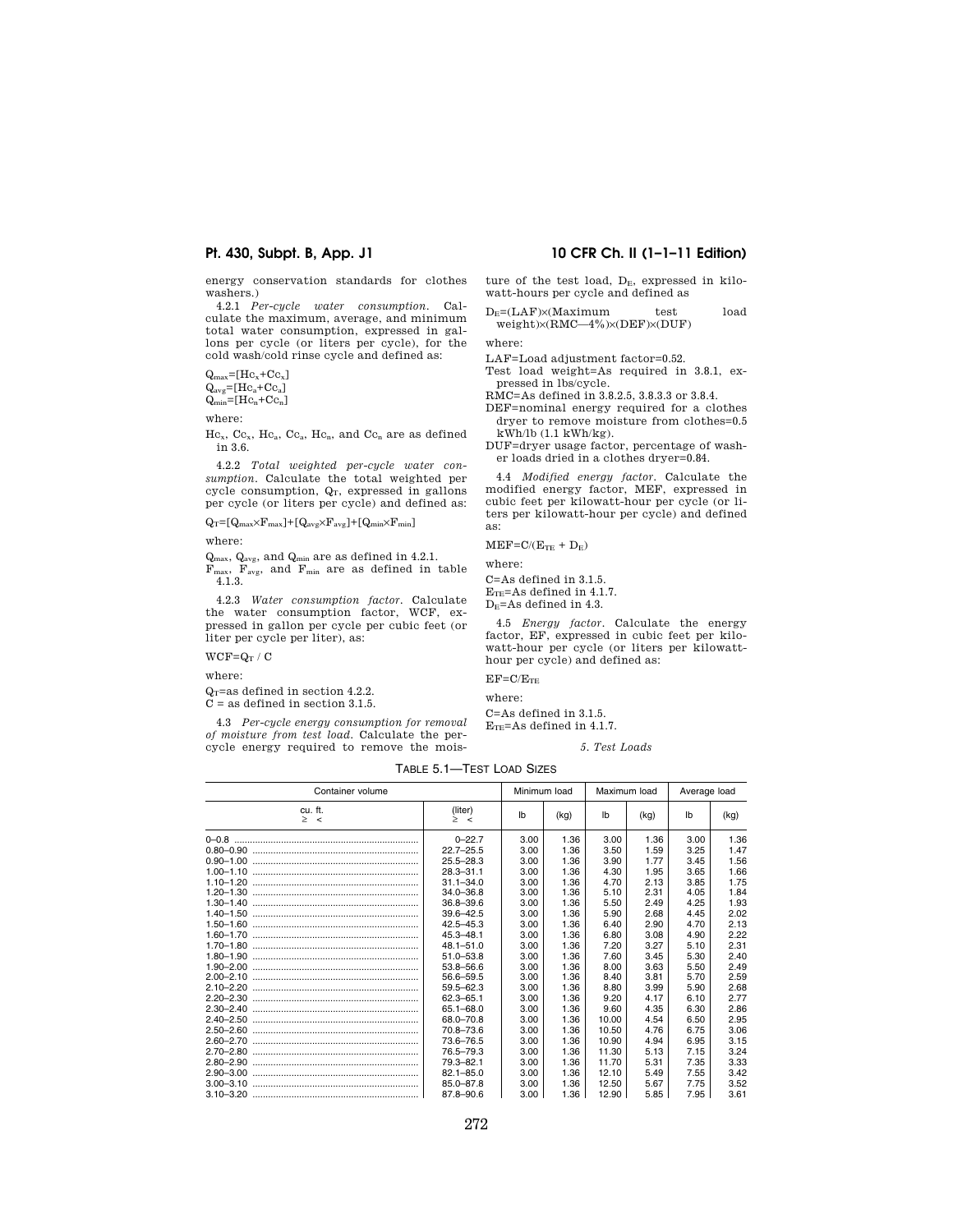energy conservation standards for clothes washers.)

4.2.1 *Per-cycle water consumption.* Calculate the maximum, average, and minimum total water consumption, expressed in gallons per cycle (or liters per cycle), for the cold wash/cold rinse cycle and defined as:

$Q_{max}=[Hc_x+Cc_x]$
$Q_{avg}=[Hc_a+Cc_a]$
$Q_{min}=[Hc_n+Cc_n]$

where:

$Hc_x$, $Cc_x$, $Hc_a$, $Cc_a$, $Hc_n$, and $Cc_n$ are as defined in 3.6.

4.2.2 *Total weighted per-cycle water consumption.* Calculate the total weighted per cycle consumption, $Q_T$, expressed in gallons per cycle (or liters per cycle) and defined as:

$Q_T=[Q_{max}\times F_{max}]+[Q_{avg}\times F_{avg}]+[Q_{min}\times F_{min}]$

where:

$Q_{max}$, $Q_{avg}$, and $Q_{min}$ are as defined in 4.2.1.
$F_{max}$, $F_{avg}$, and $F_{min}$ are as defined in table 4.1.3.

4.2.3 *Water consumption factor.* Calculate the water consumption factor, WCF, expressed in gallon per cycle per cubic feet (or liter per cycle per liter), as:

$WCF=Q_T / C$

where:

$Q_T$=as defined in section 4.2.2.
C = as defined in section 3.1.5.

4.3 *Per-cycle energy consumption for removal of moisture from test load.* Calculate the per-cycle energy required to remove the moisture of the test load, $D_E$, expressed in kilowatt-hours per cycle and defined as

$D_E$=(LAF)×(Maximum test load weight)×(RMC—4%)×(DEF)×(DUF)

where:

LAF=Load adjustment factor=0.52.
Test load weight=As required in 3.8.1, expressed in lbs/cycle.
RMC=As defined in 3.8.2.5, 3.8.3.3 or 3.8.4.
DEF=nominal energy required for a clothes dryer to remove moisture from clothes=0.5 kWh/lb (1.1 kWh/kg).
DUF=dryer usage factor, percentage of washer loads dried in a clothes dryer=0.84.

4.4 *Modified energy factor.* Calculate the modified energy factor, MEF, expressed in cubic feet per kilowatt-hour per cycle (or liters per kilowatt-hour per cycle) and defined as:

$MEF=C/(E_{TE} + D_E)$

where:

C=As defined in 3.1.5.
$E_{TE}$=As defined in 4.1.7.
$D_E$=As defined in 4.3.

4.5 *Energy factor.* Calculate the energy factor, EF, expressed in cubic feet per kilowatt-hour per cycle (or liters per kilowatt-hour per cycle) and defined as:

$EF=C/E_{TE}$

where:

C=As defined in 3.1.5.
$E_{TE}$=As defined in 4.1.7.

*5. Test Loads*

TABLE 5.1—TEST LOAD SIZES

| Container volume | | Minimum load | | Maximum load | | Average load | |
|---|---|---|---|---|---|---|---|
| cu. ft. ≥ < | (liter) ≥ < | lb | (kg) | lb | (kg) | lb | (kg) |
| 0–0.8 | 0–22.7 | 3.00 | 1.36 | 3.00 | 1.36 | 3.00 | 1.36 |
| 0.80–0.90 | 22.7–25.5 | 3.00 | 1.36 | 3.50 | 1.59 | 3.25 | 1.47 |
| 0.90–1.00 | 25.5–28.3 | 3.00 | 1.36 | 3.90 | 1.77 | 3.45 | 1.56 |
| 1.00–1.10 | 28.3–31.1 | 3.00 | 1.36 | 4.30 | 1.95 | 3.65 | 1.66 |
| 1.10–1.20 | 31.1–34.0 | 3.00 | 1.36 | 4.70 | 2.13 | 3.85 | 1.75 |
| 1.20–1.30 | 34.0–36.8 | 3.00 | 1.36 | 5.10 | 2.31 | 4.05 | 1.84 |
| 1.30–1.40 | 36.8–39.6 | 3.00 | 1.36 | 5.50 | 2.49 | 4.25 | 1.93 |
| 1.40–1.50 | 39.6–42.5 | 3.00 | 1.36 | 5.90 | 2.68 | 4.45 | 2.02 |
| 1.50–1.60 | 42.5–45.3 | 3.00 | 1.36 | 6.40 | 2.90 | 4.70 | 2.13 |
| 1.60–1.70 | 45.3–48.1 | 3.00 | 1.36 | 6.80 | 3.08 | 4.90 | 2.22 |
| 1.70–1.80 | 48.1–51.0 | 3.00 | 1.36 | 7.20 | 3.27 | 5.10 | 2.31 |
| 1.80–1.90 | 51.0–53.8 | 3.00 | 1.36 | 7.60 | 3.45 | 5.30 | 2.40 |
| 1.90–2.00 | 53.8–56.6 | 3.00 | 1.36 | 8.00 | 3.63 | 5.50 | 2.49 |
| 2.00–2.10 | 56.6–59.5 | 3.00 | 1.36 | 8.40 | 3.81 | 5.70 | 2.59 |
| 2.10–2.20 | 59.5–62.3 | 3.00 | 1.36 | 8.80 | 3.99 | 5.90 | 2.68 |
| 2.20–2.30 | 62.3–65.1 | 3.00 | 1.36 | 9.20 | 4.17 | 6.10 | 2.77 |
| 2.30–2.40 | 65.1–68.0 | 3.00 | 1.36 | 9.60 | 4.35 | 6.30 | 2.86 |
| 2.40–2.50 | 68.0–70.8 | 3.00 | 1.36 | 10.00 | 4.54 | 6.50 | 2.95 |
| 2.50–2.60 | 70.8–73.6 | 3.00 | 1.36 | 10.50 | 4.76 | 6.75 | 3.06 |
| 2.60–2.70 | 73.6–76.5 | 3.00 | 1.36 | 10.90 | 4.94 | 6.95 | 3.15 |
| 2.70–2.80 | 76.5–79.3 | 3.00 | 1.36 | 11.30 | 5.13 | 7.15 | 3.24 |
| 2.80–2.90 | 79.3–82.1 | 3.00 | 1.36 | 11.70 | 5.31 | 7.35 | 3.33 |
| 2.90–3.00 | 82.1–85.0 | 3.00 | 1.36 | 12.10 | 5.49 | 7.55 | 3.42 |
| 3.00–3.10 | 85.0–87.8 | 3.00 | 1.36 | 12.50 | 5.67 | 7.75 | 3.52 |
| 3.10–3.20 | 87.8–90.6 | 3.00 | 1.36 | 12.90 | 5.85 | 7.95 | 3.61 |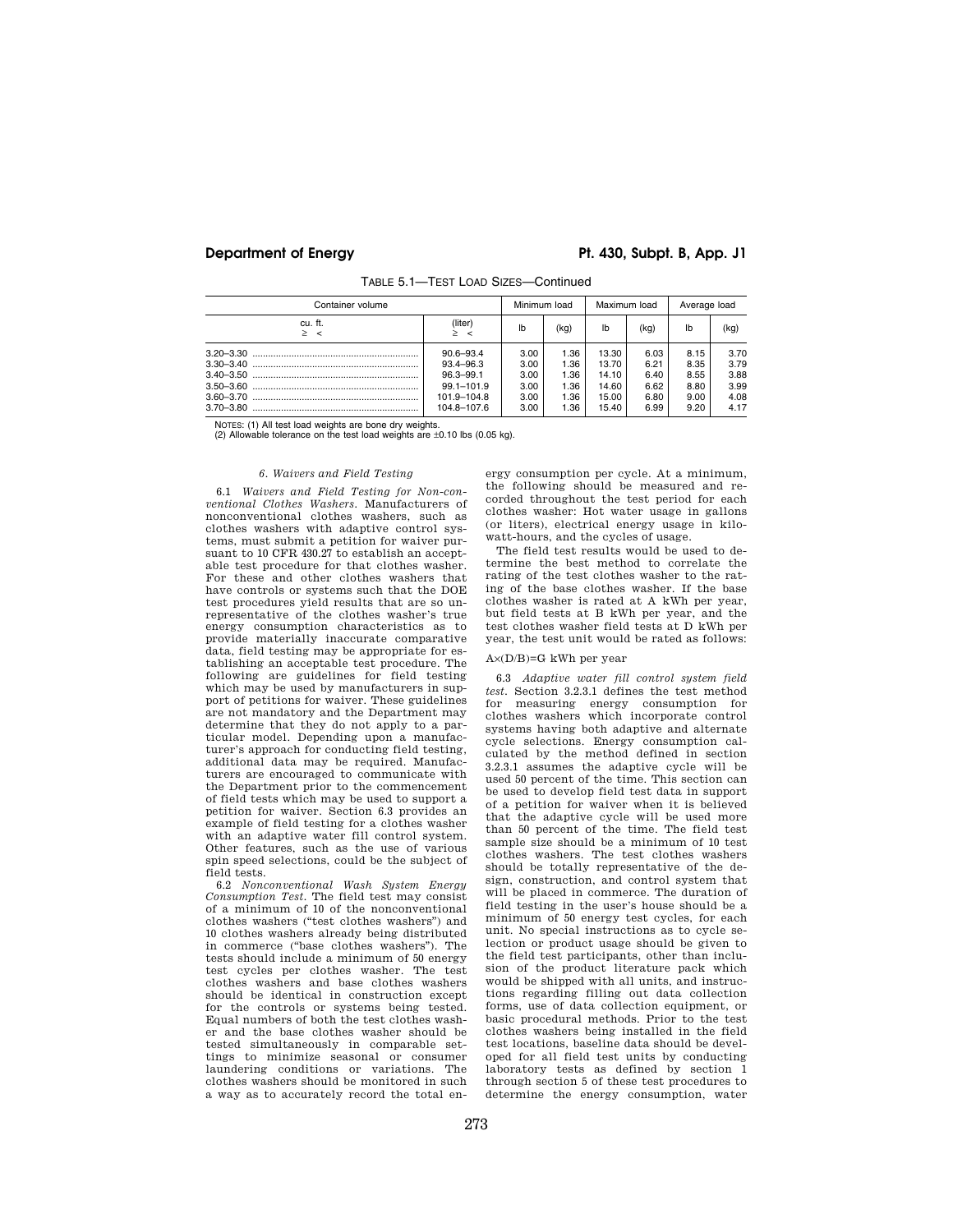TABLE 5.1—TEST LOAD SIZES—Continued

| Container volume | | Minimum load | | Maximum load | | Average load | |
|---|---|---|---|---|---|---|---|
| cu. ft. ≥ < | (liter) ≥ < | lb | (kg) | lb | (kg) | lb | (kg) |
| 3.20–3.30 | 90.6–93.4 | 3.00 | 1.36 | 13.30 | 6.03 | 8.15 | 3.70 |
| 3.30–3.40 | 93.4–96.3 | 3.00 | 1.36 | 13.70 | 6.21 | 8.35 | 3.79 |
| 3.40–3.50 | 96.3–99.1 | 3.00 | 1.36 | 14.10 | 6.40 | 8.55 | 3.88 |
| 3.50–3.60 | 99.1–101.9 | 3.00 | 1.36 | 14.60 | 6.62 | 8.80 | 3.99 |
| 3.60–3.70 | 101.9–104.8 | 3.00 | 1.36 | 15.00 | 6.80 | 9.00 | 4.08 |
| 3.70–3.80 | 104.8–107.6 | 3.00 | 1.36 | 15.40 | 6.99 | 9.20 | 4.17 |

NOTES: (1) All test load weights are bone dry weights.
(2) Allowable tolerance on the test load weights are ±0.10 lbs (0.05 kg).

### *6. Waivers and Field Testing*

6.1 *Waivers and Field Testing for Non-conventional Clothes Washers.* Manufacturers of nonconventional clothes washers, such as clothes washers with adaptive control systems, must submit a petition for waiver pursuant to 10 CFR 430.27 to establish an acceptable test procedure for that clothes washer. For these and other clothes washers that have controls or systems such that the DOE test procedures yield results that are so unrepresentative of the clothes washer's true energy consumption characteristics as to provide materially inaccurate comparative data, field testing may be appropriate for establishing an acceptable test procedure. The following are guidelines for field testing which may be used by manufacturers in support of petitions for waiver. These guidelines are not mandatory and the Department may determine that they do not apply to a particular model. Depending upon a manufacturer's approach for conducting field testing, additional data may be required. Manufacturers are encouraged to communicate with the Department prior to the commencement of field tests which may be used to support a petition for waiver. Section 6.3 provides an example of field testing for a clothes washer with an adaptive water fill control system. Other features, such as the use of various spin speed selections, could be the subject of field tests.

6.2 *Nonconventional Wash System Energy Consumption Test.* The field test may consist of a minimum of 10 of the nonconventional clothes washers ("test clothes washers") and 10 clothes washers already being distributed in commerce ("base clothes washers"). The tests should include a minimum of 50 energy test cycles per clothes washer. The test clothes washers and base clothes washers should be identical in construction except for the controls or systems being tested. Equal numbers of both the test clothes washer and the base clothes washer should be tested simultaneously in comparable settings to minimize seasonal or consumer laundering conditions or variations. The clothes washers should be monitored in such a way as to accurately record the total energy consumption per cycle. At a minimum, the following should be measured and recorded throughout the test period for each clothes washer: Hot water usage in gallons (or liters), electrical energy usage in kilowatt-hours, and the cycles of usage.

The field test results would be used to determine the best method to correlate the rating of the test clothes washer to the rating of the base clothes washer. If the base clothes washer is rated at A kWh per year, but field tests at B kWh per year, and the test clothes washer field tests at D kWh per year, the test unit would be rated as follows:

$A \times (D/B) = G$ kWh per year

6.3 *Adaptive water fill control system field test.* Section 3.2.3.1 defines the test method for measuring energy consumption for clothes washers which incorporate control systems having both adaptive and alternate cycle selections. Energy consumption calculated by the method defined in section 3.2.3.1 assumes the adaptive cycle will be used 50 percent of the time. This section can be used to develop field test data in support of a petition for waiver when it is believed that the adaptive cycle will be used more than 50 percent of the time. The field test sample size should be a minimum of 10 test clothes washers. The test clothes washers should be totally representative of the design, construction, and control system that will be placed in commerce. The duration of field testing in the user's house should be a minimum of 50 energy test cycles, for each unit. No special instructions as to cycle selection or product usage should be given to the field test participants, other than inclusion of the product literature pack which would be shipped with all units, and instructions regarding filling out data collection forms, use of data collection equipment, or basic procedural methods. Prior to the test clothes washers being installed in the field test locations, baseline data should be developed for all field test units by conducting laboratory tests as defined by section 1 through section 5 of these test procedures to determine the energy consumption, water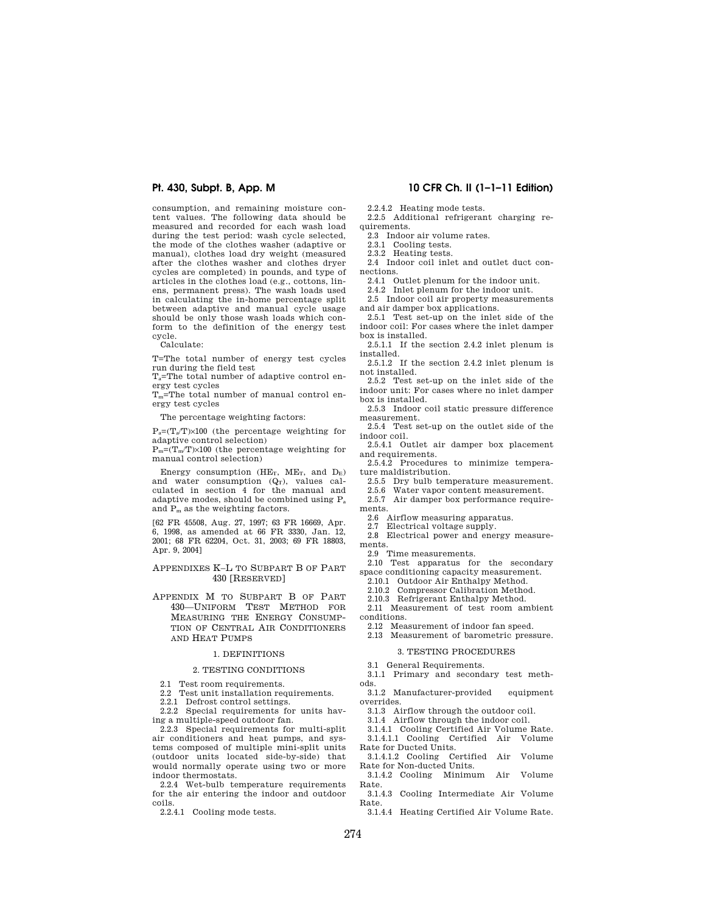consumption, and remaining moisture content values. The following data should be measured and recorded for each wash load during the test period: wash cycle selected, the mode of the clothes washer (adaptive or manual), clothes load dry weight (measured after the clothes washer and clothes dryer cycles are completed) in pounds, and type of articles in the clothes load (e.g., cottons, linens, permanent press). The wash loads used in calculating the in-home percentage split between adaptive and manual cycle usage should be only those wash loads which conform to the definition of the energy test cycle.

Calculate:

T=The total number of energy test cycles run during the field test

$T_a$=The total number of adaptive control energy test cycles

$T_m$=The total number of manual control energy test cycles

The percentage weighting factors:

$P_a=(T_a/T)\times100$ (the percentage weighting for adaptive control selection)

$P_m=(T_m/T)\times100$ (the percentage weighting for manual control selection)

Energy consumption ($HE_T$, $ME_T$, and $D_E$) and water consumption ($Q_T$), values calculated in section 4 for the manual and adaptive modes, should be combined using $P_a$ and $P_m$ as the weighting factors.

[62 FR 45508, Aug. 27, 1997; 63 FR 16669, Apr. 6, 1998, as amended at 66 FR 3330, Jan. 12, 2001; 68 FR 62204, Oct. 31, 2003; 69 FR 18803, Apr. 9, 2004]

## APPENDIXES K–L TO SUBPART B OF PART 430 [RESERVED]

## APPENDIX M TO SUBPART B OF PART 430—UNIFORM TEST METHOD FOR MEASURING THE ENERGY CONSUMPTION OF CENTRAL AIR CONDITIONERS AND HEAT PUMPS

1. DEFINITIONS

2. TESTING CONDITIONS

2.1 Test room requirements.
2.2 Test unit installation requirements.
2.2.1 Defrost control settings.
2.2.2 Special requirements for units having a multiple-speed outdoor fan.
2.2.3 Special requirements for multi-split air conditioners and heat pumps, and systems composed of multiple mini-split units (outdoor units located side-by-side) that would normally operate using two or more indoor thermostats.
2.2.4 Wet-bulb temperature requirements for the air entering the indoor and outdoor coils.
2.2.4.1 Cooling mode tests.
2.2.4.2 Heating mode tests.
2.2.5 Additional refrigerant charging requirements.
2.3 Indoor air volume rates.
2.3.1 Cooling tests.
2.3.2 Heating tests.
2.4 Indoor coil inlet and outlet duct connections.
2.4.1 Outlet plenum for the indoor unit.
2.4.2 Inlet plenum for the indoor unit.
2.5 Indoor coil air property measurements and air damper box applications.
2.5.1 Test set-up on the inlet side of the indoor coil: For cases where the inlet damper box is installed.
2.5.1.1 If the section 2.4.2 inlet plenum is installed.
2.5.1.2 If the section 2.4.2 inlet plenum is not installed.
2.5.2 Test set-up on the inlet side of the indoor unit: For cases where no inlet damper box is installed.
2.5.3 Indoor coil static pressure difference measurement.
2.5.4 Test set-up on the outlet side of the indoor coil.
2.5.4.1 Outlet air damper box placement and requirements.
2.5.4.2 Procedures to minimize temperature maldistribution.
2.5.5 Dry bulb temperature measurement.
2.5.6 Water vapor content measurement.
2.5.7 Air damper box performance requirements.
2.6 Airflow measuring apparatus.
2.7 Electrical voltage supply.
2.8 Electrical power and energy measurements.
2.9 Time measurements.
2.10 Test apparatus for the secondary space conditioning capacity measurement.
2.10.1 Outdoor Air Enthalpy Method.
2.10.2 Compressor Calibration Method.
2.10.3 Refrigerant Enthalpy Method.
2.11 Measurement of test room ambient conditions.
2.12 Measurement of indoor fan speed.
2.13 Measurement of barometric pressure.

3. TESTING PROCEDURES

3.1 General Requirements.
3.1.1 Primary and secondary test methods.
3.1.2 Manufacturer-provided equipment overrides.
3.1.3 Airflow through the outdoor coil.
3.1.4 Airflow through the indoor coil.
3.1.4.1 Cooling Certified Air Volume Rate.
3.1.4.1.1 Cooling Certified Air Volume Rate for Ducted Units.
3.1.4.1.2 Cooling Certified Air Volume Rate for Non-ducted Units.
3.1.4.2 Cooling Minimum Air Volume Rate.
3.1.4.3 Cooling Intermediate Air Volume Rate.
3.1.4.4 Heating Certified Air Volume Rate.